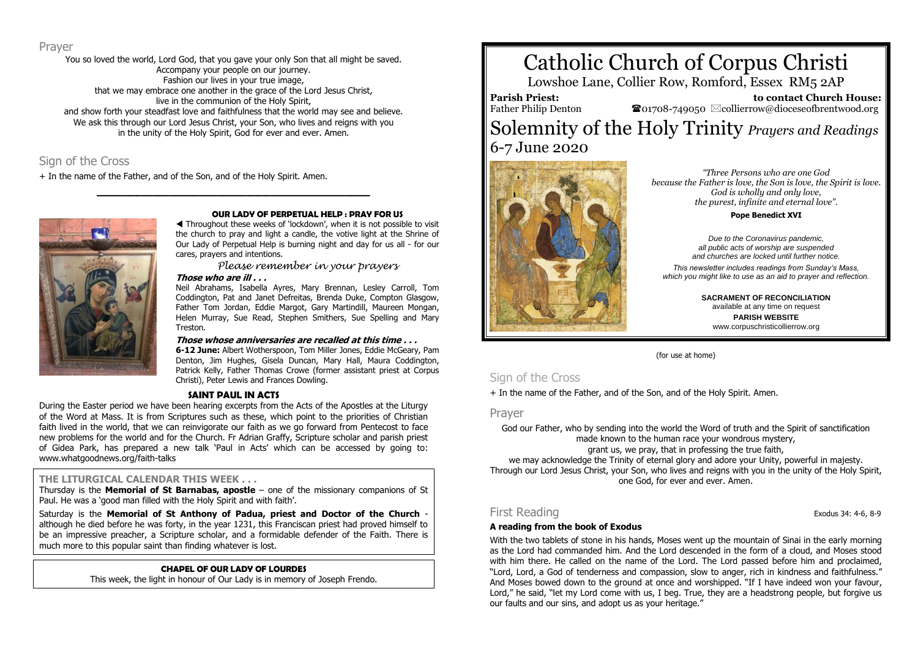## Prayer

You so loved the world, Lord God, that you gave your only Son that all might be saved.
Accompany your people on our journey.
Fashion our lives in your true image,
that we may embrace one another in the grace of the Lord Jesus Christ,
live in the communion of the Holy Spirit,
and show forth your steadfast love and faithfulness that the world may see and believe.
We ask this through our Lord Jesus Christ, your Son, who lives and reigns with you
in the unity of the Holy Spirit, God for ever and ever. Amen.

## Sign of the Cross

+ In the name of the Father, and of the Son, and of the Holy Spirit. Amen.

---

### OUR LADY OF PERPETUAL HELP : PRAY FOR US

◄ Throughout these weeks of 'lockdown', when it is not possible to visit the church to pray and light a candle, the votive light at the Shrine of Our Lady of Perpetual Help is burning night and day for us all - for our cares, prayers and intentions.

*Please remember in your prayers*

***Those who are ill . . .***

Neil Abrahams, Isabella Ayres, Mary Brennan, Lesley Carroll, Tom Coddington, Pat and Janet Defreitas, Brenda Duke, Compton Glasgow, Father Tom Jordan, Eddie Margot, Gary Martindill, Maureen Mongan, Helen Murray, Sue Read, Stephen Smithers, Sue Spelling and Mary Treston.

***Those whose anniversaries are recalled at this time . . .***

**6-12 June:** Albert Wotherspoon, Tom Miller Jones, Eddie McGeary, Pam Denton, Jim Hughes, Gisela Duncan, Mary Hall, Maura Coddington, Patrick Kelly, Father Thomas Crowe (former assistant priest at Corpus Christi), Peter Lewis and Frances Dowling.

### SAINT PAUL IN ACTS

During the Easter period we have been hearing excerpts from the Acts of the Apostles at the Liturgy of the Word at Mass. It is from Scriptures such as these, which point to the priorities of Christian faith lived in the world, that we can reinvigorate our faith as we go forward from Pentecost to face new problems for the world and for the Church. Fr Adrian Graffy, Scripture scholar and parish priest of Gidea Park, has prepared a new talk 'Paul in Acts' which can be accessed by going to: www.whatgoodnews.org/faith-talks

### THE LITURGICAL CALENDAR THIS WEEK . . .

Thursday is the **Memorial of St Barnabas, apostle** – one of the missionary companions of St Paul. He was a 'good man filled with the Holy Spirit and with faith'.

Saturday is the **Memorial of St Anthony of Padua, priest and Doctor of the Church** - although he died before he was forty, in the year 1231, this Franciscan priest had proved himself to be an impressive preacher, a Scripture scholar, and a formidable defender of the Faith. There is much more to this popular saint than finding whatever is lost.

### CHAPEL OF OUR LADY OF LOURDES

This week, the light in honour of Our Lady is in memory of Joseph Frendo.

# Catholic Church of Corpus Christi

Lowshoe Lane, Collier Row, Romford, Essex RM5 2AP

**Parish Priest:** Father Philip Denton

**to contact Church House:** ☎01708-749050 ✉collierrow@dioceseofbrentwood.org

# Solemnity of the Holy Trinity *Prayers and Readings*

## 6-7 June 2020

*"Three Persons who are one God because the Father is love, the Son is love, the Spirit is love. God is wholly and only love, the purest, infinite and eternal love".*

**Pope Benedict XVI**

*Due to the Coronavirus pandemic, all public acts of worship are suspended and churches are locked until further notice.*

*This newsletter includes readings from Sunday's Mass, which you might like to use as an aid to prayer and reflection.*

**SACRAMENT OF RECONCILIATION**
available at any time on request

**PARISH WEBSITE**
www.corpuschristicollierrow.org

(for use at home)

## Sign of the Cross

+ In the name of the Father, and of the Son, and of the Holy Spirit. Amen.

## Prayer

God our Father, who by sending into the world the Word of truth and the Spirit of sanctification made known to the human race your wondrous mystery,
grant us, we pray, that in professing the true faith,
we may acknowledge the Trinity of eternal glory and adore your Unity, powerful in majesty.
Through our Lord Jesus Christ, your Son, who lives and reigns with you in the unity of the Holy Spirit, one God, for ever and ever. Amen.

## First Reading

Exodus 34: 4-6, 8-9

**A reading from the book of Exodus**

With the two tablets of stone in his hands, Moses went up the mountain of Sinai in the early morning as the Lord had commanded him. And the Lord descended in the form of a cloud, and Moses stood with him there. He called on the name of the Lord. The Lord passed before him and proclaimed, "Lord, Lord, a God of tenderness and compassion, slow to anger, rich in kindness and faithfulness." And Moses bowed down to the ground at once and worshipped. "If I have indeed won your favour, Lord," he said, "let my Lord come with us, I beg. True, they are a headstrong people, but forgive us our faults and our sins, and adopt us as your heritage."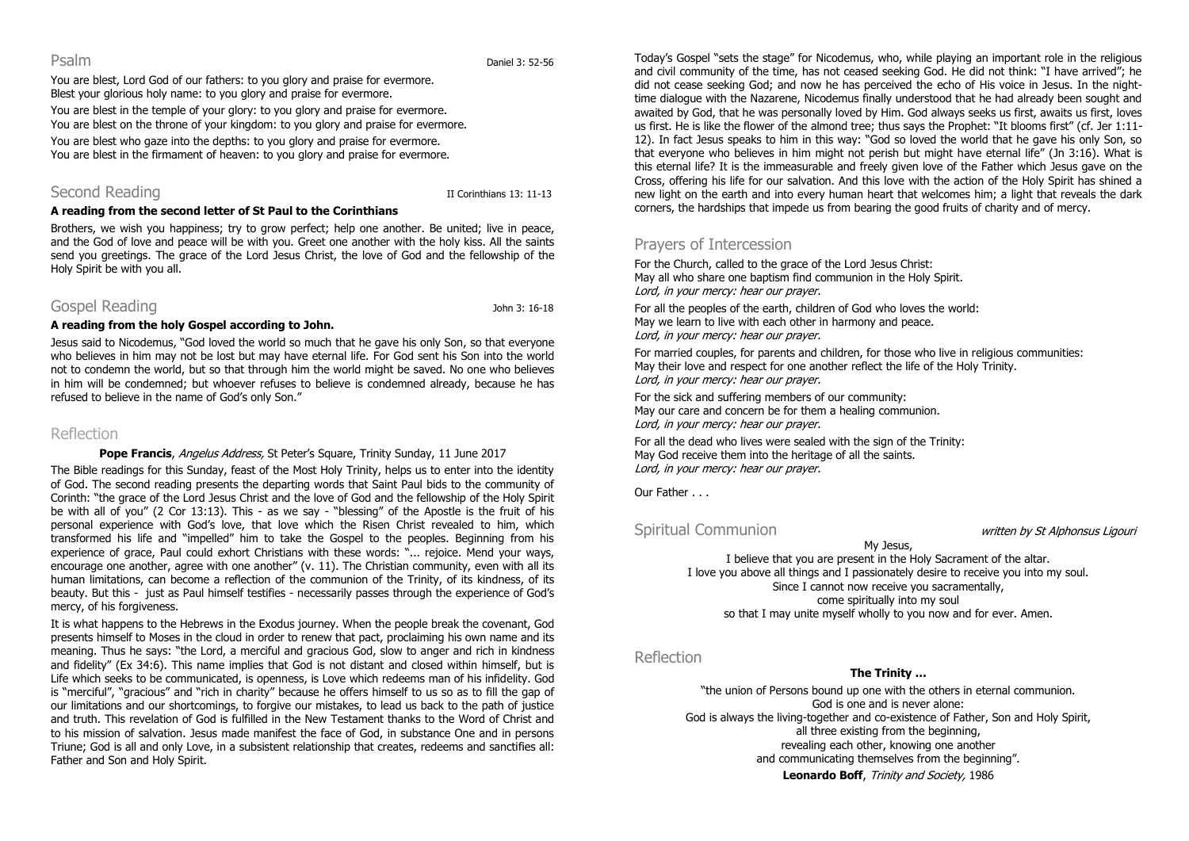## Psalm

Daniel 3: 52-56

You are blest, Lord God of our fathers: to you glory and praise for evermore.
Blest your glorious holy name: to you glory and praise for evermore.

You are blest in the temple of your glory: to you glory and praise for evermore.
You are blest on the throne of your kingdom: to you glory and praise for evermore.

You are blest who gaze into the depths: to you glory and praise for evermore.
You are blest in the firmament of heaven: to you glory and praise for evermore.

## Second Reading

II Corinthians 13: 11-13

**A reading from the second letter of St Paul to the Corinthians**

Brothers, we wish you happiness; try to grow perfect; help one another. Be united; live in peace, and the God of love and peace will be with you. Greet one another with the holy kiss. All the saints send you greetings. The grace of the Lord Jesus Christ, the love of God and the fellowship of the Holy Spirit be with you all.

## Gospel Reading

John 3: 16-18

**A reading from the holy Gospel according to John.**

Jesus said to Nicodemus, "God loved the world so much that he gave his only Son, so that everyone who believes in him may not be lost but may have eternal life. For God sent his Son into the world not to condemn the world, but so that through him the world might be saved. No one who believes in him will be condemned; but whoever refuses to believe is condemned already, because he has refused to believe in the name of God's only Son."

## Reflection

**Pope Francis**, *Angelus Address,* St Peter's Square, Trinity Sunday, 11 June 2017

The Bible readings for this Sunday, feast of the Most Holy Trinity, helps us to enter into the identity of God. The second reading presents the departing words that Saint Paul bids to the community of Corinth: "the grace of the Lord Jesus Christ and the love of God and the fellowship of the Holy Spirit be with all of you" (2 Cor 13:13). This - as we say - "blessing" of the Apostle is the fruit of his personal experience with God's love, that love which the Risen Christ revealed to him, which transformed his life and "impelled" him to take the Gospel to the peoples. Beginning from his experience of grace, Paul could exhort Christians with these words: "... rejoice. Mend your ways, encourage one another, agree with one another" (v. 11). The Christian community, even with all its human limitations, can become a reflection of the communion of the Trinity, of its kindness, of its beauty. But this - just as Paul himself testifies - necessarily passes through the experience of God's mercy, of his forgiveness.

It is what happens to the Hebrews in the Exodus journey. When the people break the covenant, God presents himself to Moses in the cloud in order to renew that pact, proclaiming his own name and its meaning. Thus he says: "the Lord, a merciful and gracious God, slow to anger and rich in kindness and fidelity" (Ex 34:6). This name implies that God is not distant and closed within himself, but is Life which seeks to be communicated, is openness, is Love which redeems man of his infidelity. God is "merciful", "gracious" and "rich in charity" because he offers himself to us so as to fill the gap of our limitations and our shortcomings, to forgive our mistakes, to lead us back to the path of justice and truth. This revelation of God is fulfilled in the New Testament thanks to the Word of Christ and to his mission of salvation. Jesus made manifest the face of God, in substance One and in persons Triune; God is all and only Love, in a subsistent relationship that creates, redeems and sanctifies all: Father and Son and Holy Spirit.

Today's Gospel "sets the stage" for Nicodemus, who, while playing an important role in the religious and civil community of the time, has not ceased seeking God. He did not think: "I have arrived"; he did not cease seeking God; and now he has perceived the echo of His voice in Jesus. In the night-time dialogue with the Nazarene, Nicodemus finally understood that he had already been sought and awaited by God, that he was personally loved by Him. God always seeks us first, awaits us first, loves us first. He is like the flower of the almond tree; thus says the Prophet: "It blooms first" (cf. Jer 1:11-12). In fact Jesus speaks to him in this way: "God so loved the world that he gave his only Son, so that everyone who believes in him might not perish but might have eternal life" (Jn 3:16). What is this eternal life? It is the immeasurable and freely given love of the Father which Jesus gave on the Cross, offering his life for our salvation. And this love with the action of the Holy Spirit has shined a new light on the earth and into every human heart that welcomes him; a light that reveals the dark corners, the hardships that impede us from bearing the good fruits of charity and of mercy.

## Prayers of Intercession

For the Church, called to the grace of the Lord Jesus Christ:
May all who share one baptism find communion in the Holy Spirit.
*Lord, in your mercy: hear our prayer.*

For all the peoples of the earth, children of God who loves the world:
May we learn to live with each other in harmony and peace.
*Lord, in your mercy: hear our prayer.*

For married couples, for parents and children, for those who live in religious communities:
May their love and respect for one another reflect the life of the Holy Trinity.
*Lord, in your mercy: hear our prayer.*

For the sick and suffering members of our community:
May our care and concern be for them a healing communion.
*Lord, in your mercy: hear our prayer.*

For all the dead who lives were sealed with the sign of the Trinity:
May God receive them into the heritage of all the saints.
*Lord, in your mercy: hear our prayer.*

Our Father . . .

## Spiritual Communion

*written by St Alphonsus Ligouri*

My Jesus,
I believe that you are present in the Holy Sacrament of the altar.
I love you above all things and I passionately desire to receive you into my soul.
Since I cannot now receive you sacramentally,
come spiritually into my soul
so that I may unite myself wholly to you now and for ever. Amen.

## Reflection

**The Trinity …**

"the union of Persons bound up one with the others in eternal communion.
God is one and is never alone:
God is always the living-together and co-existence of Father, Son and Holy Spirit,
all three existing from the beginning,
revealing each other, knowing one another
and communicating themselves from the beginning".

**Leonardo Boff**, *Trinity and Society,* 1986